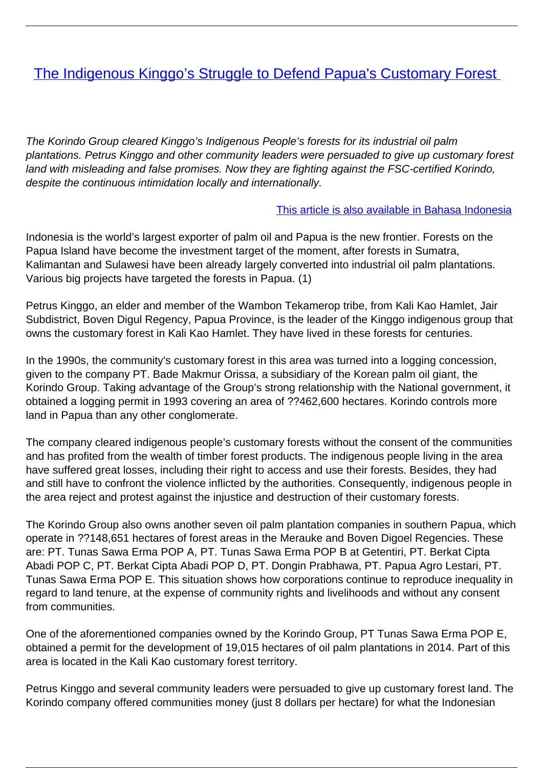# [The Indigenous Kinggo's Struggle to Defend Papua's Customary Forest](#)

*The Korindo Group cleared Kinggo's Indigenous People's forests for its industrial oil palm plantations. Petrus Kinggo and other community leaders were persuaded to give up customary forest land with misleading and false promises. Now they are fighting against the FSC-certified Korindo, despite the continuous intimidation locally and internationally.*

[This article is also available in Bahasa Indonesia](#)

Indonesia is the world's largest exporter of palm oil and Papua is the new frontier. Forests on the Papua Island have become the investment target of the moment, after forests in Sumatra, Kalimantan and Sulawesi have been already largely converted into industrial oil palm plantations. Various big projects have targeted the forests in Papua. (1)

Petrus Kinggo, an elder and member of the Wambon Tekamerop tribe, from Kali Kao Hamlet, Jair Subdistrict, Boven Digul Regency, Papua Province, is the leader of the Kinggo indigenous group that owns the customary forest in Kali Kao Hamlet. They have lived in these forests for centuries.

In the 1990s, the community's customary forest in this area was turned into a logging concession, given to the company PT. Bade Makmur Orissa, a subsidiary of the Korean palm oil giant, the Korindo Group. Taking advantage of the Group's strong relationship with the National government, it obtained a logging permit in 1993 covering an area of ??462,600 hectares. Korindo controls more land in Papua than any other conglomerate.

The company cleared indigenous people's customary forests without the consent of the communities and has profited from the wealth of timber forest products. The indigenous people living in the area have suffered great losses, including their right to access and use their forests. Besides, they had and still have to confront the violence inflicted by the authorities. Consequently, indigenous people in the area reject and protest against the injustice and destruction of their customary forests.

The Korindo Group also owns another seven oil palm plantation companies in southern Papua, which operate in ??148,651 hectares of forest areas in the Merauke and Boven Digoel Regencies. These are: PT. Tunas Sawa Erma POP A, PT. Tunas Sawa Erma POP B at Getentiri, PT. Berkat Cipta Abadi POP C, PT. Berkat Cipta Abadi POP D, PT. Dongin Prabhawa, PT. Papua Agro Lestari, PT. Tunas Sawa Erma POP E. This situation shows how corporations continue to reproduce inequality in regard to land tenure, at the expense of community rights and livelihoods and without any consent from communities.

One of the aforementioned companies owned by the Korindo Group, PT Tunas Sawa Erma POP E, obtained a permit for the development of 19,015 hectares of oil plantations in 2014. Part of this area is located in the Kali Kao customary forest territory.

Petrus Kinggo and several community leaders were persuaded to give up customary forest land. The Korindo company offered communities money (just 8 dollars per hectare) for what the Indonesian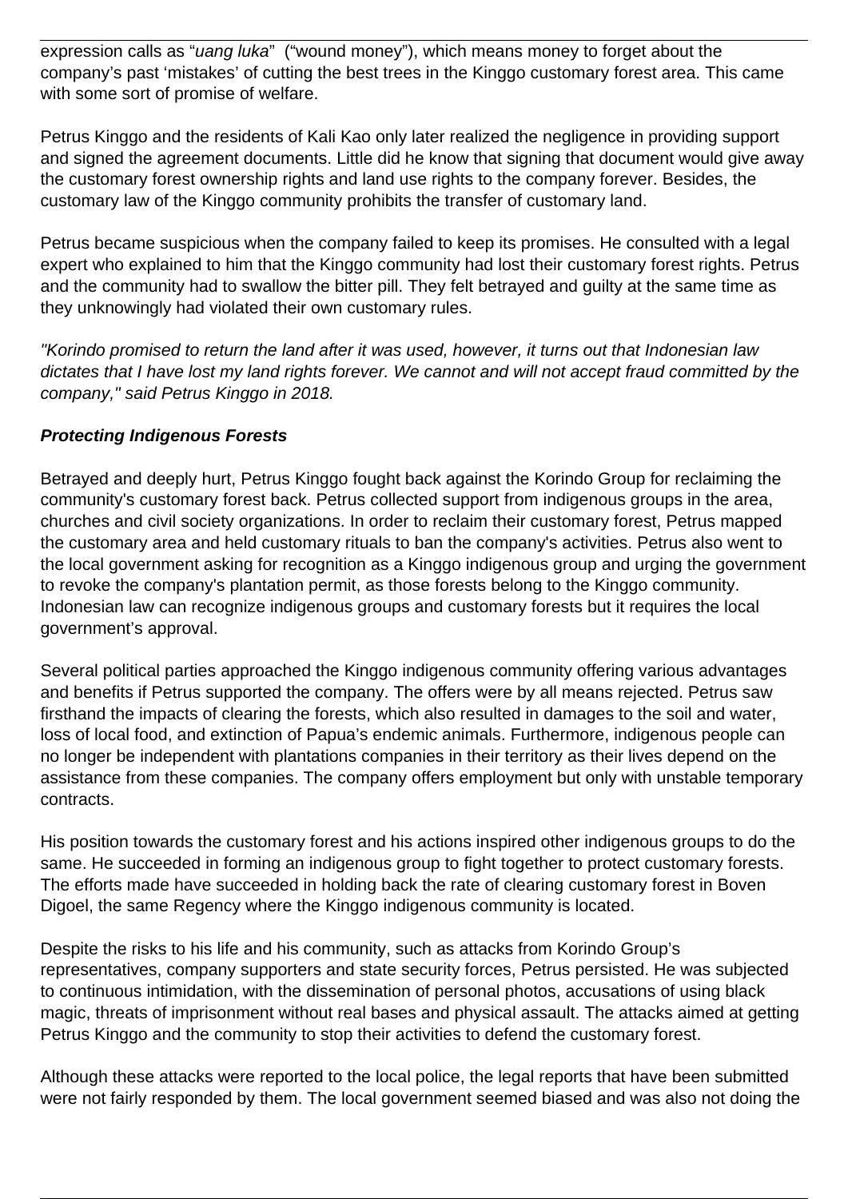expression calls as "*uang luka*" ("wound money"), which means money to forget about the company's past 'mistakes' of cutting the best trees in the Kinggo customary forest area. This came with some sort of promise of welfare.

Petrus Kinggo and the residents of Kali Kao only later realized the negligence in providing support and signed the agreement documents. Little did he know that signing that document would give away the customary forest ownership rights and land use rights to the company forever. Besides, the customary law of the Kinggo community prohibits the transfer of customary land.

Petrus became suspicious when the company failed to keep its promises. He consulted with a legal expert who explained to him that the Kinggo community had lost their customary forest rights. Petrus and the community had to swallow the bitter pill. They felt betrayed and guilty at the same time as they unknowingly had violated their own customary rules.

*"Korindo promised to return the land after it was used, however, it turns out that Indonesian law dictates that I have lost my land rights forever. We cannot and will not accept fraud committed by the company," said Petrus Kinggo in 2018.*

***Protecting Indigenous Forests***

Betrayed and deeply hurt, Petrus Kinggo fought back against the Korindo Group for reclaiming the community's customary forest back. Petrus collected support from indigenous groups in the area, churches and civil society organizations. In order to reclaim their customary forest, Petrus mapped the customary area and held customary rituals to ban the company's activities. Petrus also went to the local government asking for recognition as a Kinggo indigenous group and urging the government to revoke the company's plantation permit, as those forests belong to the Kinggo community. Indonesian law can recognize indigenous groups and customary forests but it requires the local government's approval.

Several political parties approached the Kinggo indigenous community offering various advantages and benefits if Petrus supported the company. The offers were by all means rejected. Petrus saw firsthand the impacts of clearing the forests, which also resulted in damages to the soil and water, loss of local food, and extinction of Papua's endemic animals. Furthermore, indigenous people can no longer be independent with plantations companies in their territory as their lives depend on the assistance from these companies. The company offers employment but only with unstable temporary contracts.

His position towards the customary forest and his actions inspired other indigenous groups to do the same. He succeeded in forming an indigenous group to fight together to protect customary forests. The efforts made have succeeded in holding back the rate of clearing customary forest in Boven Digoel, the same Regency where the Kinggo indigenous community is located.

Despite the risks to his life and his community, such as attacks from Korindo Group's representatives, company supporters and state security forces, Petrus persisted. He was subjected to continuous intimidation, with the dissemination of personal photos, accusations of using black magic, threats of imprisonment without real bases and physical assault. The attacks aimed at getting Petrus Kinggo and the community to stop their activities to defend the customary forest.

Although these attacks were reported to the local police, the legal reports that have been submitted were not fairly responded by them. The local government seemed biased and was also not doing the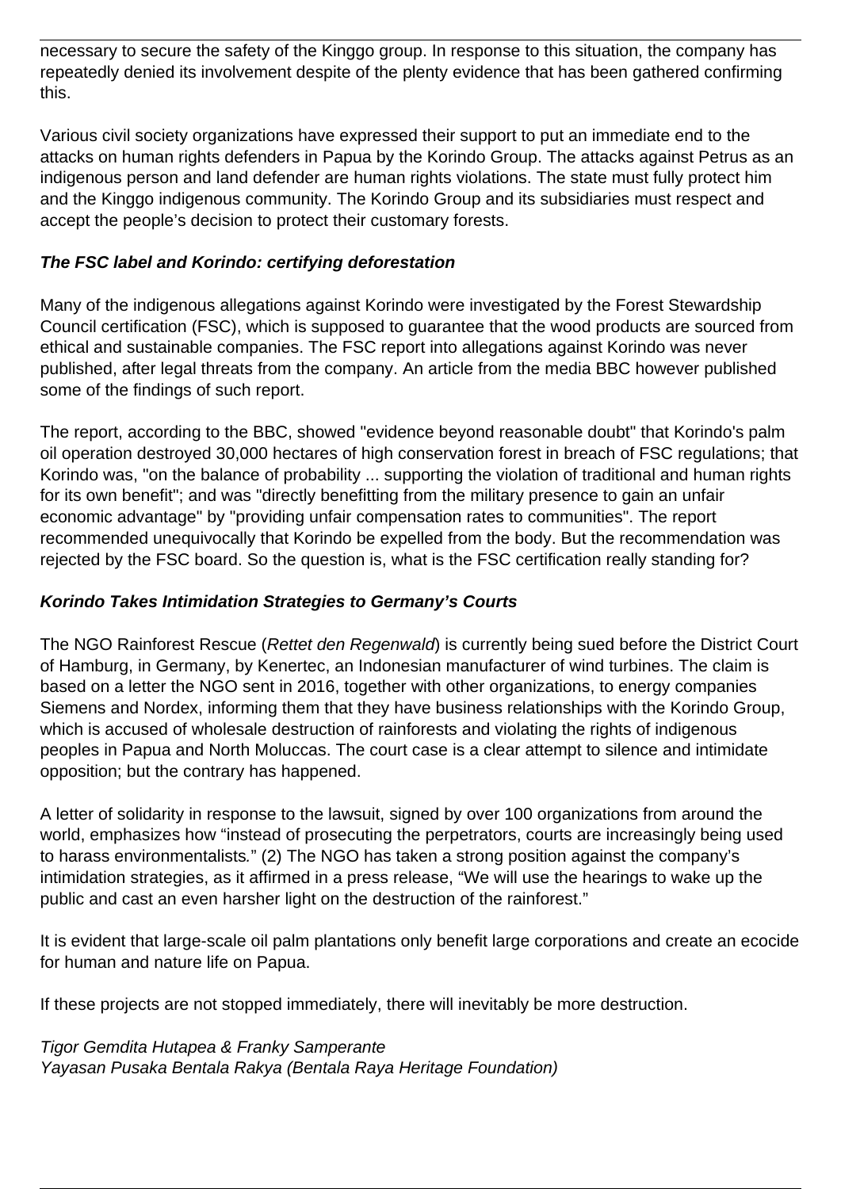necessary to secure the safety of the Kinggo group. In response to this situation, the company has repeatedly denied its involvement despite of the plenty evidence that has been gathered confirming this.

Various civil society organizations have expressed their support to put an immediate end to the attacks on human rights defenders in Papua by the Korindo Group. The attacks against Petrus as an indigenous person and land defender are human rights violations. The state must fully protect him and the Kinggo indigenous community. The Korindo Group and its subsidiaries must respect and accept the people's decision to protect their customary forests.

### ***The FSC label and Korindo: certifying deforestation***

Many of the indigenous allegations against Korindo were investigated by the Forest Stewardship Council certification (FSC), which is supposed to guarantee that the wood products are sourced from ethical and sustainable companies. The FSC report into allegations against Korindo was never published, after legal threats from the company. An article from the media BBC however published some of the findings of such report.

The report, according to the BBC, showed "evidence beyond reasonable doubt" that Korindo's palm oil operation destroyed 30,000 hectares of high conservation forest in breach of FSC regulations; that Korindo was, "on the balance of probability ... supporting the violation of traditional and human rights for its own benefit"; and was "directly benefitting from the military presence to gain an unfair economic advantage" by "providing unfair compensation rates to communities". The report recommended unequivocally that Korindo be expelled from the body. But the recommendation was rejected by the FSC board. So the question is, what is the FSC certification really standing for?

### ***Korindo Takes Intimidation Strategies to Germany's Courts***

The NGO Rainforest Rescue (*Rettet den Regenwald*) is currently being sued before the District Court of Hamburg, in Germany, by Kenertec, an Indonesian manufacturer of wind turbines. The claim is based on a letter the NGO sent in 2016, together with other organizations, to energy companies Siemens and Nordex, informing them that they have business relationships with the Korindo Group, which is accused of wholesale destruction of rainforests and violating the rights of indigenous peoples in Papua and North Moluccas. The court case is a clear attempt to silence and intimidate opposition; but the contrary has happened.

A letter of solidarity in response to the lawsuit, signed by over 100 organizations from around the world, emphasizes how "instead of prosecuting the perpetrators, courts are increasingly being used to harass environmentalists." (2) The NGO has taken a strong position against the company's intimidation strategies, as it affirmed in a press release, "We will use the hearings to wake up the public and cast an even harsher light on the destruction of the rainforest."

It is evident that large-scale oil palm plantations only benefit large corporations and create an ecocide for human and nature life on Papua.

If these projects are not stopped immediately, there will inevitably be more destruction.

*Tigor Gemdita Hutapea & Franky Samperante*
*Yayasan Pusaka Bentala Rakya (Bentala Raya Heritage Foundation)*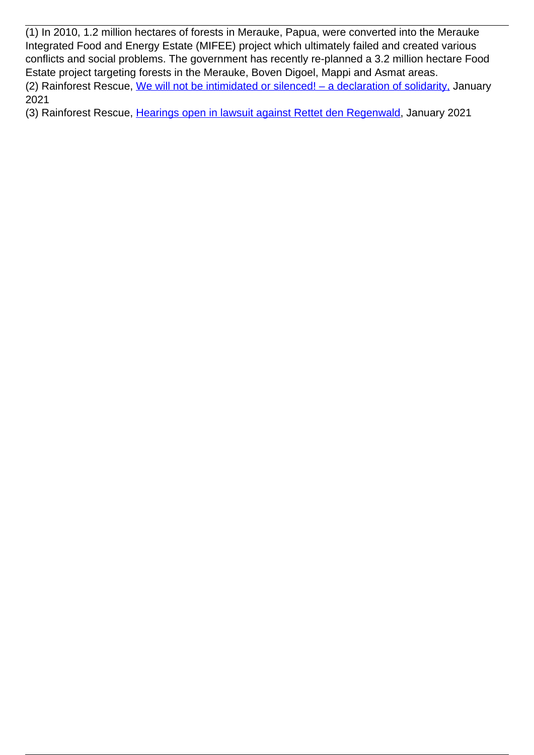(1) In 2010, 1.2 million hectares of forests in Merauke, Papua, were converted into the Merauke Integrated Food and Energy Estate (MIFEE) project which ultimately failed and created various conflicts and social problems. The government has recently re-planned a 3.2 million hectare Food Estate project targeting forests in the Merauke, Boven Digoel, Mappi and Asmat areas.

(2) Rainforest Rescue, We will not be intimidated or silenced! – a declaration of solidarity, January 2021

(3) Rainforest Rescue, Hearings open in lawsuit against Rettet den Regenwald, January 2021